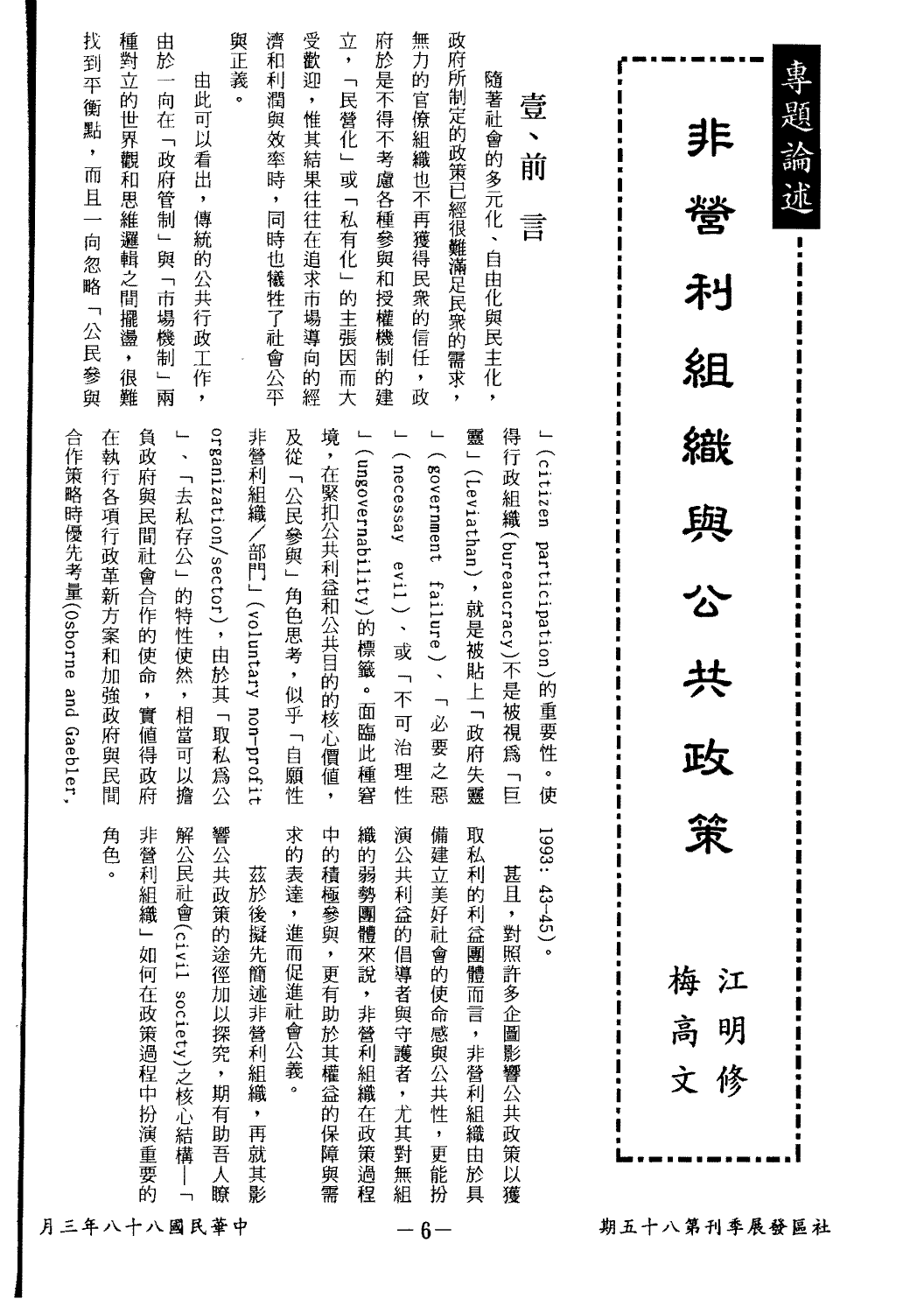專題論述

# 非營利組織與公共政策

江明修
梅高文

## 壹、前言

隨著社會的多元化、自由化與民主化，政府所制定的政策已經很難滿足民衆的需求，無力的官僚組織也不再獲得民衆的信任，政府於是不得不考慮各種參與和授權機制的建立，「民營化」或「私有化」的主張因而大受歡迎，惟其結果往往在追求市場導向的經濟和利潤與效率時，同時也犧牲了社會公平與正義。

由此可以看出，傳統的公共行政工作，由於一向在「政府管制」與「市場機制」兩種對立的世界觀和思維邏輯之間擺盪，很難找到平衡點，而且一向忽略「公民參與」(citizen participation)的重要性。使得行政組織(bureaucracy)不是被視爲「巨靈」(Leviathan)，就是被貼上「政府失靈」(government failure)、「必要之惡」(necessay evil)、或「不可治理性」(ungovernability)的標籤。面臨此種窘境，在緊扣公共利益和公共目的的核心價值，及從「公民參與」角色思考，似乎「自願性非營利組織/部門」(voluntary non-profit organization/sector)，由於其「取私爲公」、「去私存公」的特性使然，相當可以擔負政府與民間社會合作的使命，實値得政府在執行各項行政革新方案和加強政府與民間合作策略時優先考量(Osborne and Gaebler, 1993: 43-45)。

甚且，對照許多企圖影響公共政策以獲取私利的利益團體而言，非營利組織由於具備建立美好社會的使命感與公共性，更能扮演公共利益的倡導者與守護者，尤其對無組織的弱勢團體來說，非營利組織在政策過程中的積極參與，更有助於其權益的保障與需求的表達，進而促進社會公義。

茲於後擬先簡述非營利組織，再就其影響公共政策的途徑加以探究，期有助吾人瞭解公民社會(civil society)之核心結構—「非營利組織」如何在政策過程中扮演重要的角色。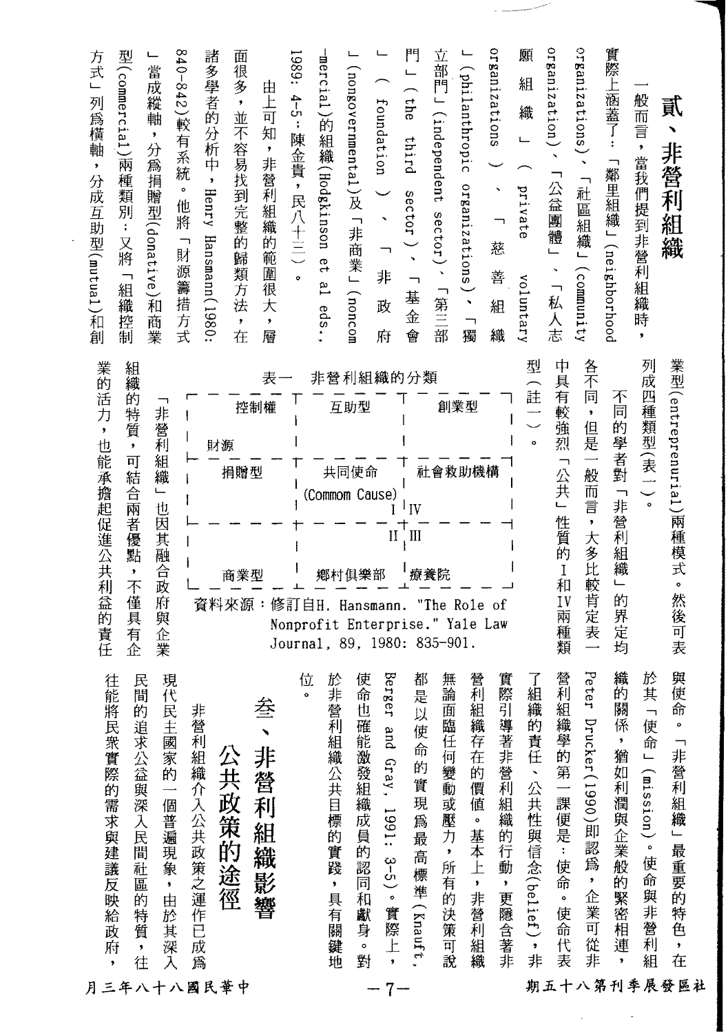## 貳、非營利組織

一般而言，當我們提到非營利組織時，實際上涵蓋了：「鄰里組織」(neighborhood organizations)、「社區組織」(community organization)、「公益團體」、「私人志願組織」(private voluntary organizations)、「慈善組織」(philanthropic organizations)、「獨立部門」(independent sector)、「第三部門」(the third sector)、「基金會」(foundation)、「非政府」(nongovernmental)及「非商業」(noncommercial)的組織(Hodgkinson et al eds., 1989: 4-5；陳金貴，民八十三)。

由上可知，非營利組織的範圍很大，層面很多，並不容易找到完整的歸類方法，在諸多學者的分析中，Henry Hansmann(1980: 840-842)較有系統。他將「財源籌措方式」當成縱軸，分為捐贈型(donative)和商業型(commercial)兩種類別；又將「組織控制方式」列為橫軸，分成互助型(mutual)和創業型(entreprenurial)兩種模式。然後可表列成四種類型(表一)。

表一　非營利組織的分類

| 控制權／財源 | 互助型 | 創業型 |
|---|---|---|
| 捐贈型 | 共同使命 (Commom Cause) I | IV 社會救助機構 |
| 商業型 | II 鄉村俱樂部 | III 療養院 |

資料來源：修訂自H. Hansmann. "The Role of Nonprofit Enterprise." Yale Law Journal, 89, 1980: 835-901.

不同的學者對「非營利組織」的界定均各不同，但是一般而言，大多比較肯定表一中具有較強烈「公共」性質的I和IV兩種類型（註一）。

「非營利組織」也因其融合政府與企業組織的特質，可結合兩者優點，不僅具有企業的活力，也能承擔起促進公共利益的責任與使命。「非營利組織」最重要的特色，在於其「使命」(mission)。使命與非營利組織的關係，猶如利潤與企業般的緊密相連，Peter Drucker(1990)即認為，企業可從非營利組織學的第一課便是：使命。使命代表了組織的責任、公共性與信念(belief)，非實際引導著非營利組織的行動，更隱含著非營利組織存在的價值。基本上，非營利組織無論面臨任何變動或壓力，所有的決策可說都是以使命的實現為最高標準(Knauft, Berger and Gray, 1991: 3-5)。實際上，使命也確能激發組織成員的認同和獻身。對於非營利組織公共目標的實踐，具有關鍵地位。

## 叁、非營利組織影響公共政策的途徑

非營利組織介入公共政策之運作已成為現代民主國家的一個普遍現象，由於其深入民間的追求公益與深入民間社區的特質，往往能將民眾實際的需求與建議反映給政府，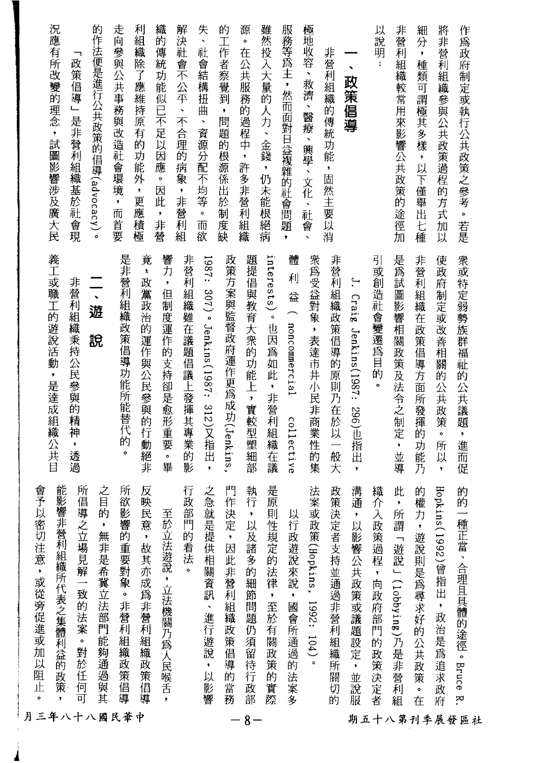作為政府制定或執行公共政策之參考。若是將非營利組織參與公共政策過程的方式加以細分，種類可謂極其多樣，以下僅舉出七種非營利組織較常用來影響公共政策的途徑加以說明：

## 一、政策倡導

非營利組織的傳統功能，固然主要以消極地收容、救濟、醫療、興學、文化、社會、服務等為主，然而面對日益複雜的社會問題，雖然投入大量的人力、金錢，仍未能根絕病源。在公共服務的過程中，許多非營利組織的工作者察覺到，問題的根源係出於制度缺失、社會結構扭曲、資源分配不均等。而欲解決社會不公平、不合理的病象，非營利組織的傳統功能似已不足以因應。因此，非營利組織除了應維持原有的功能外，更應積極走向參與公共事務與改造社會環境，而首要的作法便是進行公共政策的倡導(advocacy)。

「政策倡導」是非營利組織基於社會現況應有所改變的理念，試圖影響涉及廣大民眾或特定弱勢族群福祉的公共議題，進而促使政府制定或改善相關的公共政策。所以，非營利組織在政策倡導方面所發揮的功能乃是為試圖影響相關政策及法令之制定，並導引或創造社會變遷為目的。

J. Craig Jenkins(1987: 296)也指出，非營利組織政策倡導的原則乃在於以一般大眾為受益對象，表達市井小民非商業性的集體利益(noncommercial collective interests)。也因為如此，非營利組織在議題提倡與教育大眾的功能上，實較型塑細部政策方案與監督政府運作更為成功(Jenkins, 1987: 307)。Jenkins(1987: 312)又指出，非營利組織雖在議題倡議上發揮其專業的影響力，但制度運作的支持卻是愈形重要。畢竟，政黨政治的運作與公民參與的行動絕非是非營利組織政策倡導功能所能替代的。

## 二、遊　說

非營利組織秉持公民參與的精神，透過義工或職工的遊說活動，是達成組織公共目的的一種正當、合理且具體的途徑。Bruce R. Hopkins(1992)曾指出，政治是為追求政府的權力，遊說則是為尋求好的公共政策。在此，所謂「遊說」(lobbying)乃是非營利組織介入政策過程，向政府部門的政策決定者溝通，以影響公共政策或議題設定，並說服政策決定者支持並通過非營利組織所關切的法案或政策(Hopkins, 1992: 104)。

以行政遊說來說，國會所通過的法案多是原則性規定的法律，至於有關政策的實際執行，以及諸多的細節問題仍須留待行政部門作決定，因此非營利組織政策倡導的當務之急就是提供相關資訊、進行遊說，以影響行政部門的看法。

至於立法遊說，立法機關乃為人民喉舌，反映民意，故其亦成為非營利組織政策倡導所欲影響的重要對象。非營利組織政策倡導之目的，無非是希冀立法部門能夠通過與其所倡導之立場見解一致的法案。對於任何可能影響非營利組織所代表之集體利益的政策，會予以密切注意，或從旁促進或加以阻止。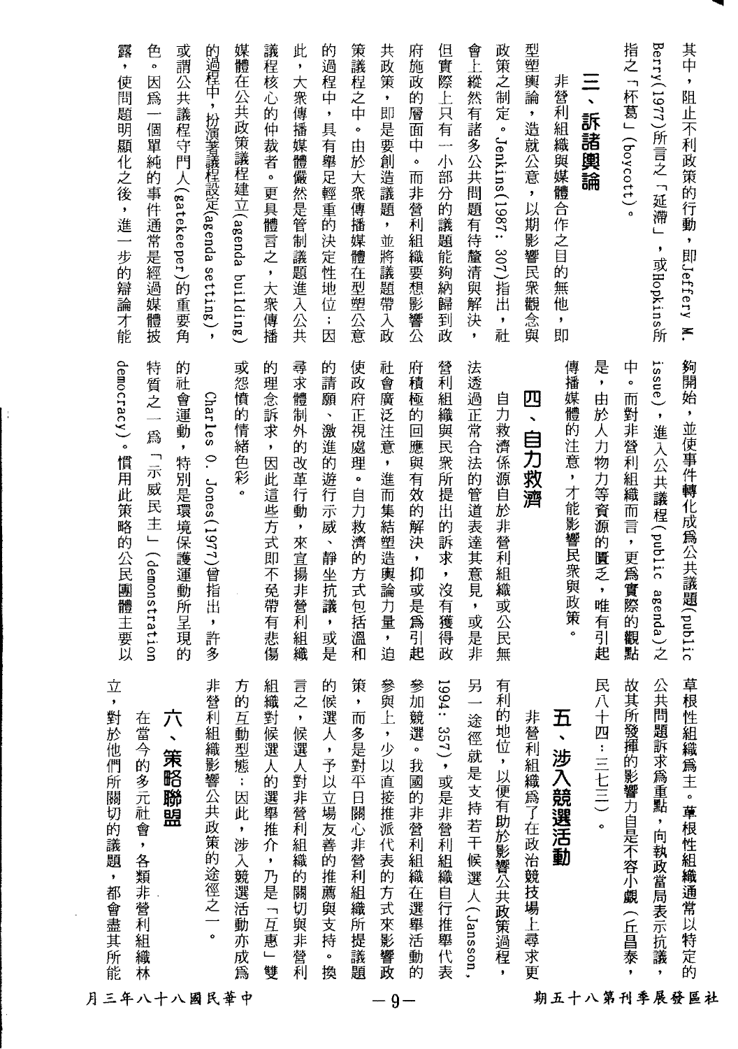其中，阻止不利政策的行動，即Jeffery M. Berry(1977)所言之「延滯」，或Hopkins所指之「杯葛」(boycott)。

## 三、訴諸輿論

非營利組織與媒體合作之目的無他，即型塑輿論，造就公意，以期影響民眾觀念與政策之制定。Jenkins(1987: 307)指出，社會上縱然有諸多公共問題有待釐清與解決，但實際上只有一小部分的議題能夠納歸到政府施政的層面中。而非營利組織要想影響公共政策，即是要創造議題，並將議題帶入政策議程之中。由於大眾傳播媒體在型塑公意的過程中，具有舉足輕重的決定性地位；因此，大眾傳播媒體儼然是管制議題進入公共議程核心的仲裁者。更具體言之，大眾傳播媒體在公共政策議程建立(agenda building)的過程中，扮演著議程設定(agenda setting)，或謂公共議程守門人(gatekeeper)的重要角色。因為一個單純的事件通常是經過媒體披露，使問題明顯化之後，進一步的辯論才能夠開始，並使事件轉化成為公共議題(public issue)，進入公共議程(public agenda)之中。而對非營利組織而言，更為實際的觀點是，由於人力物力等資源的匱乏，唯有引起傳播媒體的注意，才能影響民眾與政策。

## 四、自力救濟

自力救濟係源自於非營利組織或公民無法透過正常合法的管道表達其意見，或是非營利組織與民眾所提出的訴求，沒有獲得政府積極的回應與有效的解決，抑或是為引起社會廣泛注意，進而集結塑造輿論力量，迫使政府正視處理。自力救濟的方式包括溫和的請願、激進的遊行示威、靜坐抗議，或是尋求體制外的改革行動，來宣揚非營利組織的理念訴求，因此這些方式即不免帶有悲傷或怨憤的情緒色彩。

Charles O. Jones(1977)曾指出，許多的社會運動，特別是環境保護運動所呈現的特質之一為「示威民主」(demonstration democracy)。慣用此策略的公民團體主要以草根性組織為主。草根性組織通常以特定的公共問題訴求為重點，向執政當局表示抗議，故其所發揮的影響力自是不容小覷（丘昌泰，民八十四：三七三）。

## 五、涉入競選活動

非營利組織為了在政治競技場上尋求更有利的地位，以便有助於影響公共政策過程，另一途徑就是支持若干候選人(Jansson, 1994: 357)，或是非營利組織自行推舉代表參加競選。我國的非營利組織在選舉活動的參與上，少以直接推派代表的方式來影響政策，而多是對平日關心非營利組織所提議題的候選人，予以立場友善的推薦與支持。換言之，候選人對非營利組織的關切與非營利組織對候選人的選舉推介，乃是「互惠」雙方的互動型態；因此，涉入競選活動亦成為非營利組織影響公共政策的途徑之一。

## 六、策略聯盟

在當今的多元社會，各類非營利組織林立，對於他們所關切的議題，都會盡其所能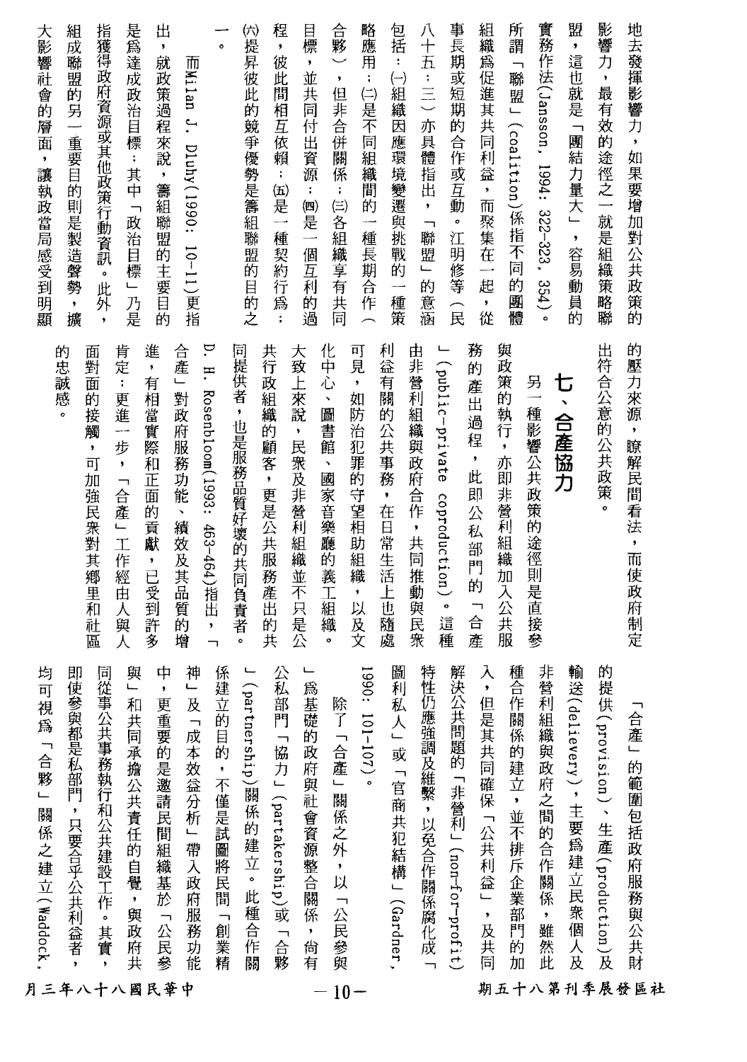地去發揮影響力，如果要增加對公共政策的影響力，最有效的途徑之一就是組織策略聯盟，這也就是「團結力量大」，容易動員的實務作法(Jansson, 1994: 322-323, 354)。所謂「聯盟」(coalition)係指不同的團體組織為促進其共同利益，而聚集在一起，從事長期或短期的合作或互動。江明修等（民八十五：三）亦具體指出，「聯盟」的意涵包括：(一)組織因應環境變遷與挑戰的一種策略應用；(二)是不同組織間的一種長期合作（合夥），但非合併關係；(三)各組織享有共同目標，並共同付出資源；(四)是一個互利的過程，彼此間相互依賴；(五)是一種契約行為；(六)提昇彼此的競爭優勢是籌組聯盟的目的之一。

而Milan J. Dluhy(1990: 10-11)更指出，就政策過程來說，籌組聯盟的主要目的是為達成政治目標；其中「政治目標」乃是指獲得政府資源或其他政策行動資訊。此外，組成聯盟的另一重要目的則是製造聲勢，擴大影響社會的層面，讓執政當局感受到明顯的壓力來源，瞭解民間看法，而使政府制定出符合公意的公共政策。

## 七、合產協力

另一種影響公共政策的途徑則是直接參與政策的執行，亦即非營利組織加入公共服務的產出過程，此即公私部門的「合產」(public-private coproduction)。這種由非營利組織與政府合作，共同推動與民眾利益有關的公共事務，在日常生活上也隨處可見，如防治犯罪的守望相助組織，以及文化中心、圖書館、國家音樂廳的義工組織。大致上來說，民眾及非營利組織並不只是公共行政組織的顧客，更是公共服務產出的共同提供者，也是服務品質好壞的共同負責者。D. H. Rosenbloom(1993: 463-464)指出，「合產」對政府服務功能、績效及其品質的增進，有相當實際和正面的貢獻，已受到許多肯定；更進一步，「合產」工作經由人與人面對面的接觸，可加強民眾對其鄉里和社區的忠誠感。

「合產」的範圍包括政府服務與公共財的提供(provision)、生產(production)及輸送(delievery)，主要為建立民眾個人及非營利組織與政府之間的合作關係，雖然此種合作關係的建立，並不排斥企業部門的加入，但是其共同確保「公共利益」，及共同解決公共問題的「非營利」(non-for-profit)特性仍應強調及維繫，以免合作關係腐化成「圖利私人」或「官商共犯結構」(Gardner, 1990: 101-107)。

除了「合產」關係之外，以「公民參與」為基礎的政府與社會資源整合關係，尚有公私部門「協力」(partakership)或「合夥」(partnership)關係的建立。此種合作關係建立的目的，不僅是試圖將民間「創業精神」及「成本效益分析」帶入政府服務功能中，更重要的是邀請民間組織基於「公民參與」和共同承擔公共責任的自覺，與政府共同從事公共事務執行和公共建設工作。其實，即使參與都是私部門，只要合乎公共利益者，均可視為「合夥」關係之建立(Waddock,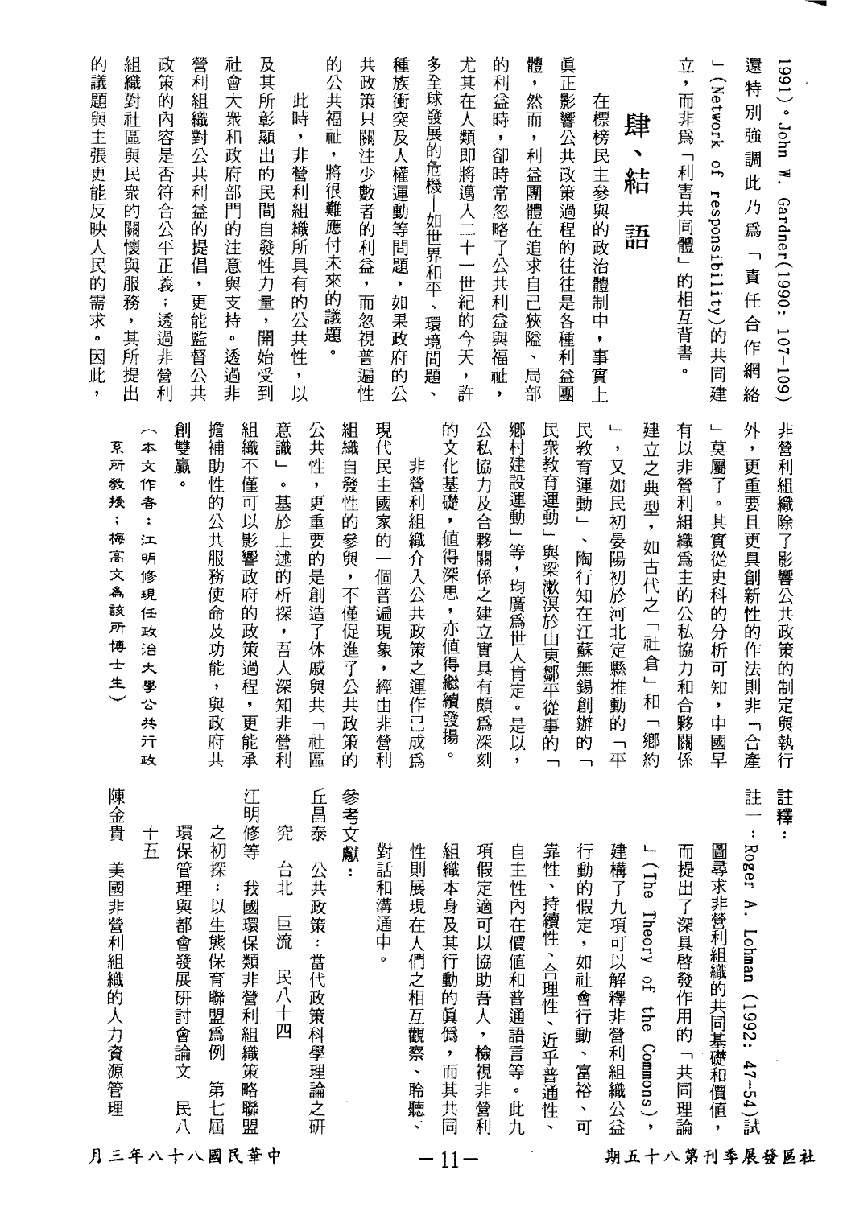1991)。John W. Gardner(1990: 107-109)還特別強調此乃為「責任合作網絡」(Network of responsibility)的共同建立，而非為「利害共同體」的相互背書。

## 肆、結　語

在標榜民主參與的政治體制中，事實上眞正影響公共政策過程的往往是各種利益團體，然而，利益團體在追求自己狹隘、局部的利益時，卻時常忽略了公共利益與福祉，尤其在人類即將邁入二十一世紀的今天，許多全球發展的危機─如世界和平、環境問題、種族衝突及人權運動等問題，如果政府的公共政策只關注少數者的利益，而忽視普遍性的公共福祉，將很難應付未來的議題。

此時，非營利組織所具有的公共性，以及其所彰顯出的民間自發性力量，開始受到社會大衆和政府部門的注意與支持。透過非營利組織對公共利益的提倡，更能監督公共政策的內容是否符合公平正義；透過非營利組織對社區與民衆的關懷與服務，其所提出的議題與主張更能反映人民的需求。因此，非營利組織除了影響公共政策的制定與執行外，更重要且更具創新性的作法則非「合產」莫屬了。其實從史料的分析可知，中國早有以非營利組織為主的公私協力和合夥關係建立之典型，如古代之「社倉」和「鄉約」，又如民初晏陽初於河北定縣推動的「平民教育運動」、陶行知在江蘇無錫創辦的「民衆教育運動」與梁漱溟於山東鄒平從事的「鄉村建設運動」等，均廣為世人肯定。是以，公私協力及合夥關係之建立實具有頗為深刻的文化基礎，值得深思，亦值得繼續發揚。

非營利組織介入公共政策之運作已成為現代民主國家的一個普遍現象，經由非營利組織自發性的參與，不僅促進了公共政策的公共性，更重要的是創造了休戚與共「社區意識」。基於上述的析探，吾人深知非營利組織不僅可以影響政府的政策過程，更能承擔補助性的公共服務使命及功能，與政府共創雙贏。

（本文作者：江明修現任政治大學公共行政系所教授；梅高文為該所博士生）

**註釋：**

註一：Roger A. Lohman (1992: 47-54)試圖尋求非營利組織的共同基礎和價值，而提出了深具啓發作用的「共同理論」(The Theory of the Commons)，建構了九項可以解釋非營利組織公益行動的假定，如社會行動、富裕、可靠性、持續性、合理性、近乎普通性、自主性內在價值和普通語言等。此九項假定適可以協助吾人，檢視非營利組織本身及其行動的眞偽，而其共同性則展現在人們之相互觀察、聆聽、對話和溝通中。

**參考文獻：**

丘昌泰　公共政策：當代政策科學理論之研究　台北　巨流　民八十四

江明修等　我國環保類非營利組織策略聯盟之初探：以生態保育聯盟為例　第七屆環保管理與都會發展研討會論文　民八十五

陳金貴　美國非營利組織的人力資源管理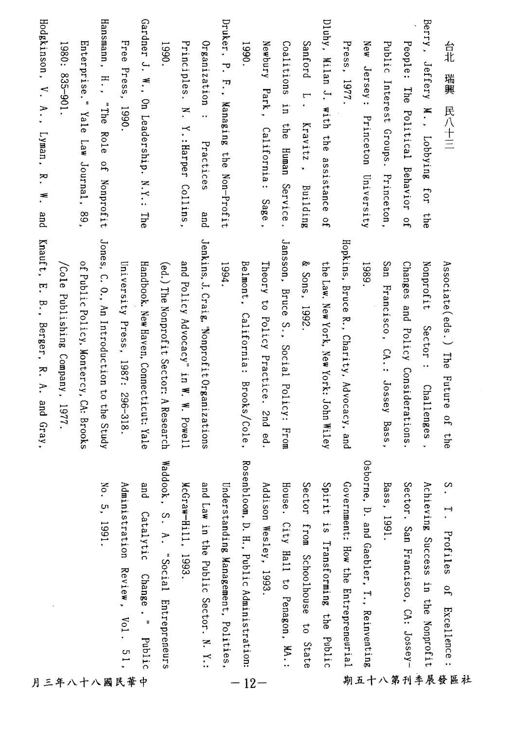台北 瑞興 民八十三

Berry, Jeffery M., Lobbying for the People: The Political Behavior of Public Interest Groups. Princeton, New Jersey: Princeton University Press, 1977.

Dluhy, Milan J. with the assistance of Sanford L. Kravitz, Building Coalitions in the Human Service. Newbury Park, California: Sage, 1990.

Druker, P. F., Managing the Non-Profit Organization: Practices and Principles. N. Y.:Harper Collins, 1990.

Gardner J. W., On Leadership. N.Y.: The Free Press, 1990.

Hansmann, H., "The Role of Nonprofit Enterprise." Yale Law Journal, 89, 1980: 835-901.

Hodgkinson, V. A., Lyman, R. W. and Associate(eds.) The Future of the Nonprofit Sector: Challenges, Changes and Policy Considerations. San Francisco, CA.: Jossey Bass, 1989.

Hopkins, Bruce R., Charity, Advocacy, and the Law. New York, New York: John Wiley & Sons, 1992.

Jansson, Bruce S., Social Policy: From Theory to Policy Practice. 2nd ed. Belmont, California: Brooks/Cole, 1994.

Jenkins, J. Craig, "Nonprofit Organizations and Policy Advocacy" in W. W. Powell (ed.) The Nonprofit Sector: A Research Handbook. New Haven, Connecticut: Yale University Press, 1987: 296-318.

Jones, C. O., An Introduction to the Study of Public Policy, Montercy, CA: Brooks /Cole Publishing Company, 1977.

Knauft, E. B., Berger, R. A. and Gray, S. T. Profiles of Excellence: Achieving Success in the Nonprofit Sector. San Francisco, CA: Jossey-Bass, 1991.

Osborne, D. and Gaebler, T., Reinventing Government: How the Entrepreneurial Spirit is Transforming the Public Sector from Schoolhouse to State House. City Hall to Penagon, MA.: Addison Wesley, 1993.

Rosenbloom, D. H., Public Administration: Understanding Management, Polities, and Law in the Public Sector. N. Y.: McGraw-Hill, 1993.

Waddook, S. A. "Social Entrepreneurs and Catalytic Change." Public Administration Review, Vol. 51, No. 5, 1991.